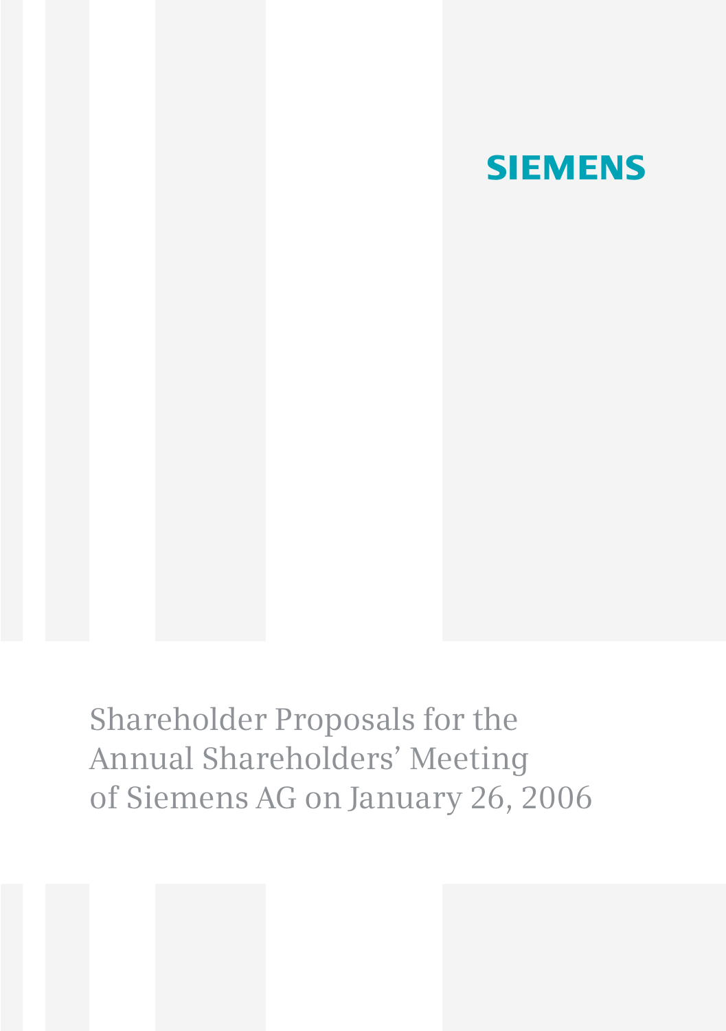SIEMENS

# Shareholder Proposals for the Annual Shareholders' Meeting of Siemens AG on January 26, 2006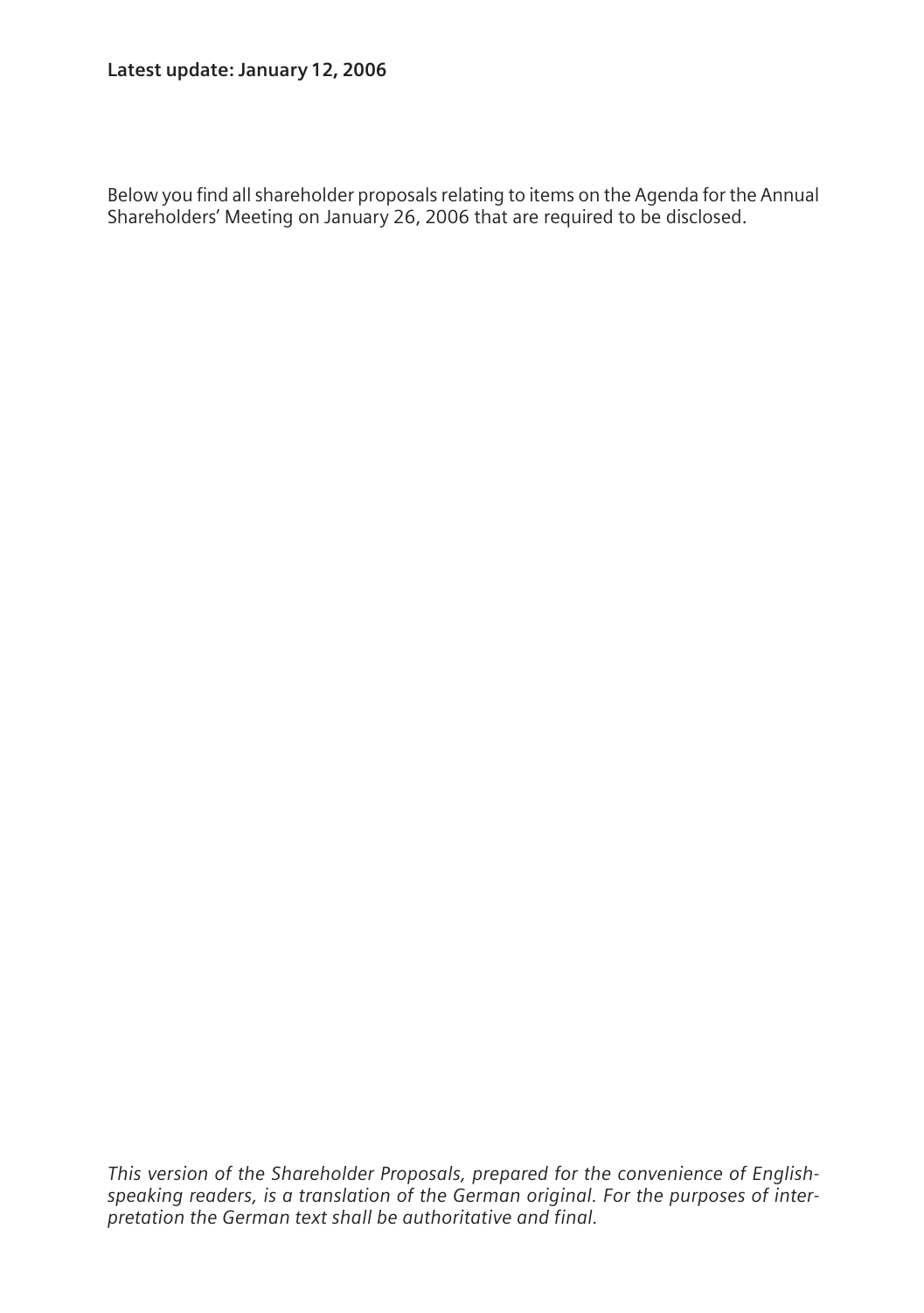**Latest update: January 12, 2006**

Below you find all shareholder proposals relating to items on the Agenda for the Annual Shareholders' Meeting on January 26, 2006 that are required to be disclosed.

*This version of the Shareholder Proposals, prepared for the convenience of English-speaking readers, is a translation of the German original. For the purposes of interpretation the German text shall be authoritative and final.*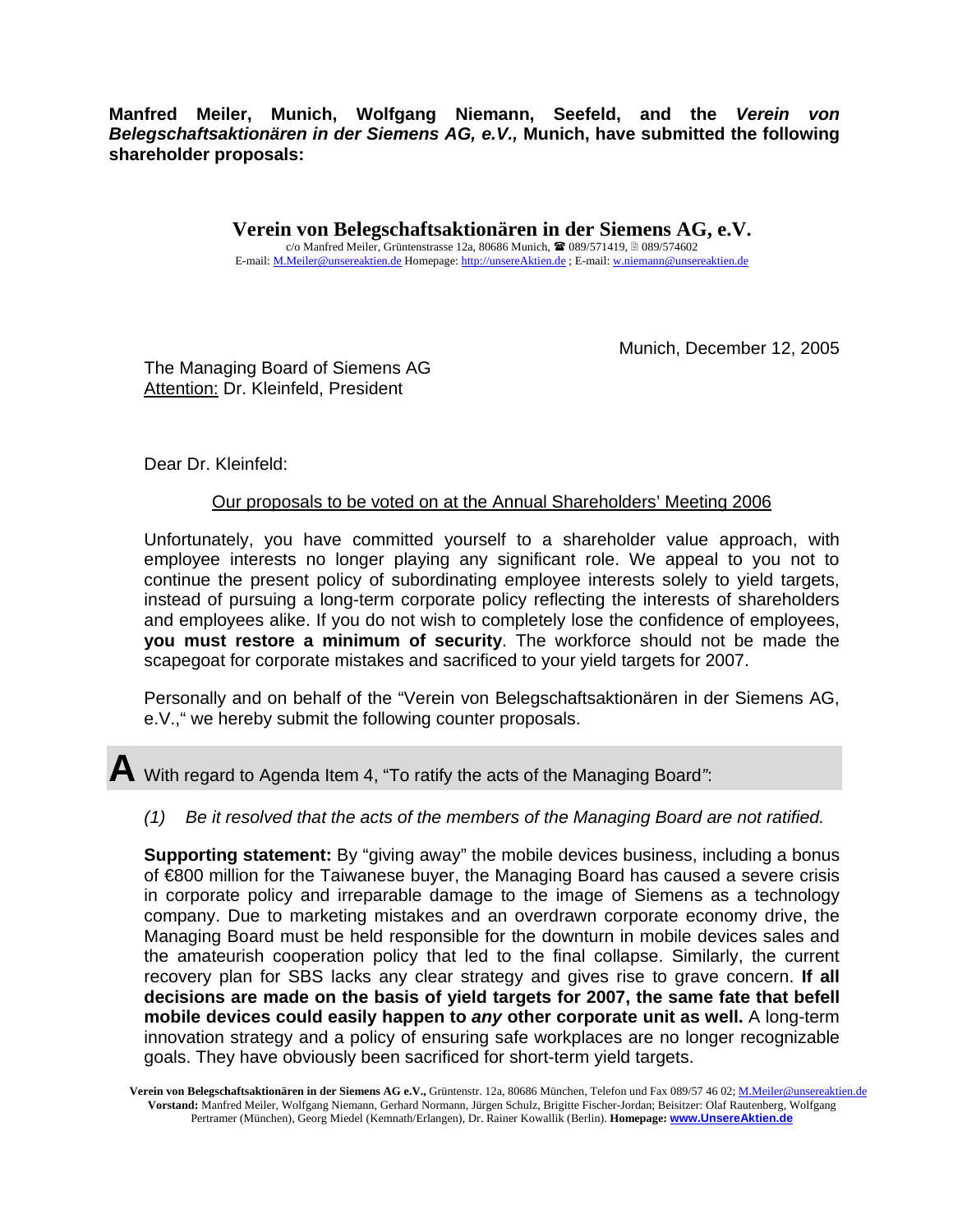**Manfred Meiler, Munich, Wolfgang Niemann, Seefeld, and the *Verein von Belegschaftsaktionären in der Siemens AG, e.V.,* Munich, have submitted the following shareholder proposals:**

**Verein von Belegschaftsaktionären in der Siemens AG, e.V.**

c/o Manfred Meiler, Grüntenstrasse 12a, 80686 Munich, ☎ 089/571419, 🖷 089/574602
E-mail: M.Meiler@unsereaktien.de Homepage: http://unsereAktien.de ; E-mail: w.niemann@unsereaktien.de

Munich, December 12, 2005

The Managing Board of Siemens AG
Attention: Dr. Kleinfeld, President

Dear Dr. Kleinfeld:

Our proposals to be voted on at the Annual Shareholders' Meeting 2006

Unfortunately, you have committed yourself to a shareholder value approach, with employee interests no longer playing any significant role. We appeal to you not to continue the present policy of subordinating employee interests solely to yield targets, instead of pursuing a long-term corporate policy reflecting the interests of shareholders and employees alike. If you do not wish to completely lose the confidence of employees, **you must restore a minimum of security**. The workforce should not be made the scapegoat for corporate mistakes and sacrificed to your yield targets for 2007.

Personally and on behalf of the "Verein von Belegschaftsaktionären in der Siemens AG, e.V.," we hereby submit the following counter proposals.

## A With regard to Agenda Item 4, "To ratify the acts of the Managing Board":

*(1) Be it resolved that the acts of the members of the Managing Board are not ratified.*

**Supporting statement:** By "giving away" the mobile devices business, including a bonus of €800 million for the Taiwanese buyer, the Managing Board has caused a severe crisis in corporate policy and irreparable damage to the image of Siemens as a technology company. Due to marketing mistakes and an overdrawn corporate economy drive, the Managing Board must be held responsible for the downturn in mobile devices sales and the amateurish cooperation policy that led to the final collapse. Similarly, the current recovery plan for SBS lacks any clear strategy and gives rise to grave concern. **If all decisions are made on the basis of yield targets for 2007, the same fate that befell mobile devices could easily happen to *any* other corporate unit as well.** A long-term innovation strategy and a policy of ensuring safe workplaces are no longer recognizable goals. They have obviously been sacrificed for short-term yield targets.

**Verein von Belegschaftsaktionären in der Siemens AG e.V.,** Grüntenstr. 12a, 80686 München, Telefon und Fax 089/57 46 02; M.Meiler@unsereaktien.de
**Vorstand:** Manfred Meiler, Wolfgang Niemann, Gerhard Normann, Jürgen Schulz, Brigitte Fischer-Jordan; Beisitzer: Olaf Rautenberg, Wolfgang Pertramer (München), Georg Miedel (Kemnath/Erlangen), Dr. Rainer Kowallik (Berlin). **Homepage: www.UnsereAktien.de**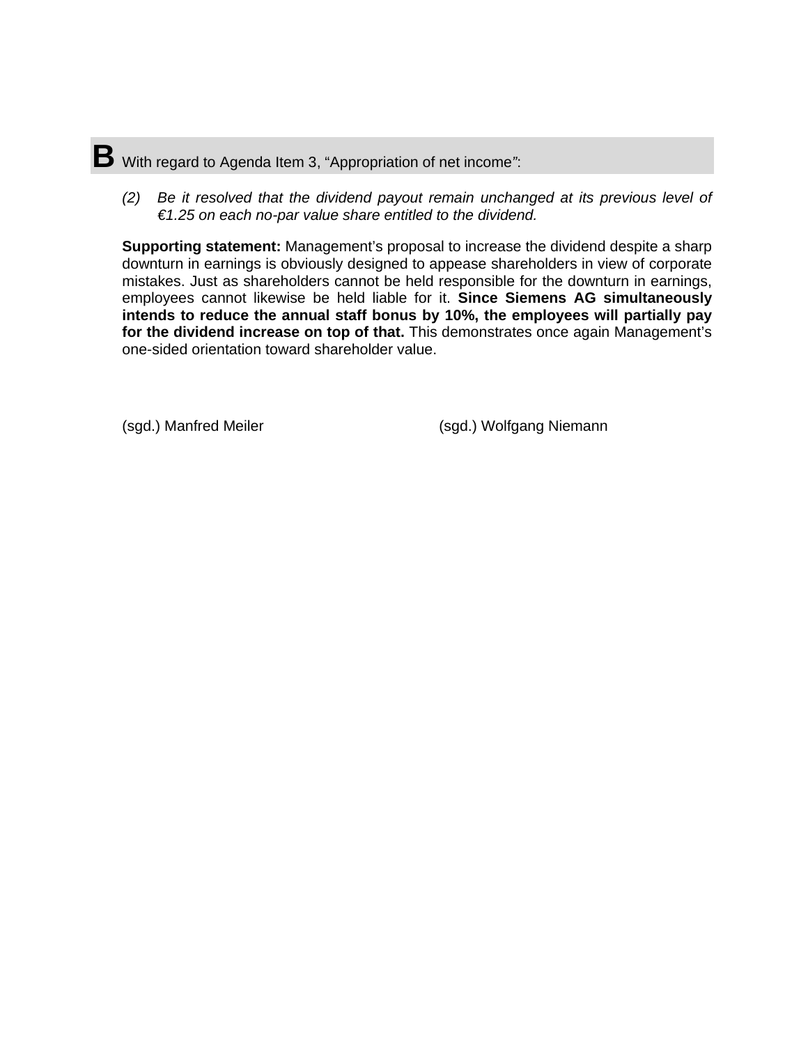## B With regard to Agenda Item 3, "Appropriation of net income":

(2) *Be it resolved that the dividend payout remain unchanged at its previous level of €1.25 on each no-par value share entitled to the dividend.*

**Supporting statement:** Management's proposal to increase the dividend despite a sharp downturn in earnings is obviously designed to appease shareholders in view of corporate mistakes. Just as shareholders cannot be held responsible for the downturn in earnings, employees cannot likewise be held liable for it. **Since Siemens AG simultaneously intends to reduce the annual staff bonus by 10%, the employees will partially pay for the dividend increase on top of that.** This demonstrates once again Management's one-sided orientation toward shareholder value.

(sgd.) Manfred Meiler (sgd.) Wolfgang Niemann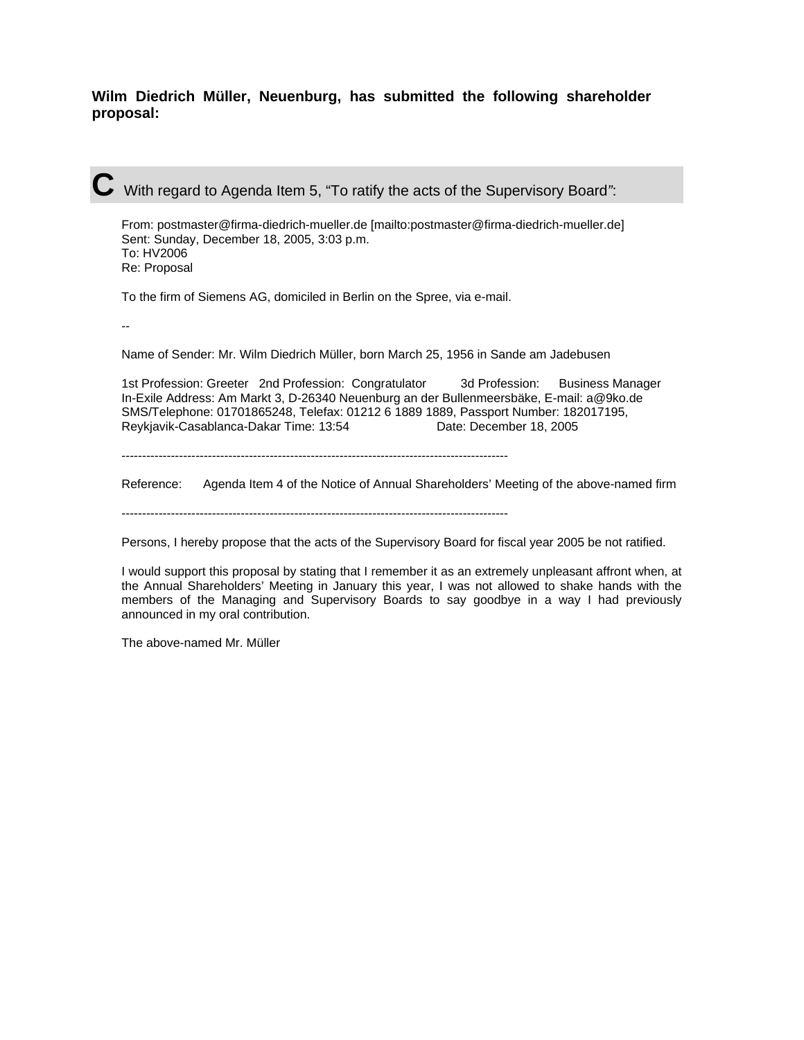**Wilm Diedrich Müller, Neuenburg, has submitted the following shareholder proposal:**

## C With regard to Agenda Item 5, “To ratify the acts of the Supervisory Board”:

From: postmaster@firma-diedrich-mueller.de [mailto:postmaster@firma-diedrich-mueller.de]
Sent: Sunday, December 18, 2005, 3:03 p.m.
To: HV2006
Re: Proposal

To the firm of Siemens AG, domiciled in Berlin on the Spree, via e-mail.

--

Name of Sender: Mr. Wilm Diedrich Müller, born March 25, 1956 in Sande am Jadebusen

1st Profession: Greeter 2nd Profession: Congratulator 3d Profession: Business Manager
In-Exile Address: Am Markt 3, D-26340 Neuenburg an der Bullenmeersbäke, E-mail: a@9ko.de
SMS/Telephone: 01701865248, Telefax: 01212 6 1889 1889, Passport Number: 182017195,
Reykjavik-Casablanca-Dakar Time: 13:54 Date: December 18, 2005

---------------------------------------------------------------------------------------------------

Reference: Agenda Item 4 of the Notice of Annual Shareholders’ Meeting of the above-named firm

---------------------------------------------------------------------------------------------------

Persons, I hereby propose that the acts of the Supervisory Board for fiscal year 2005 be not ratified.

I would support this proposal by stating that I remember it as an extremely unpleasant affront when, at the Annual Shareholders’ Meeting in January this year, I was not allowed to shake hands with the members of the Managing and Supervisory Boards to say goodbye in a way I had previously announced in my oral contribution.

The above-named Mr. Müller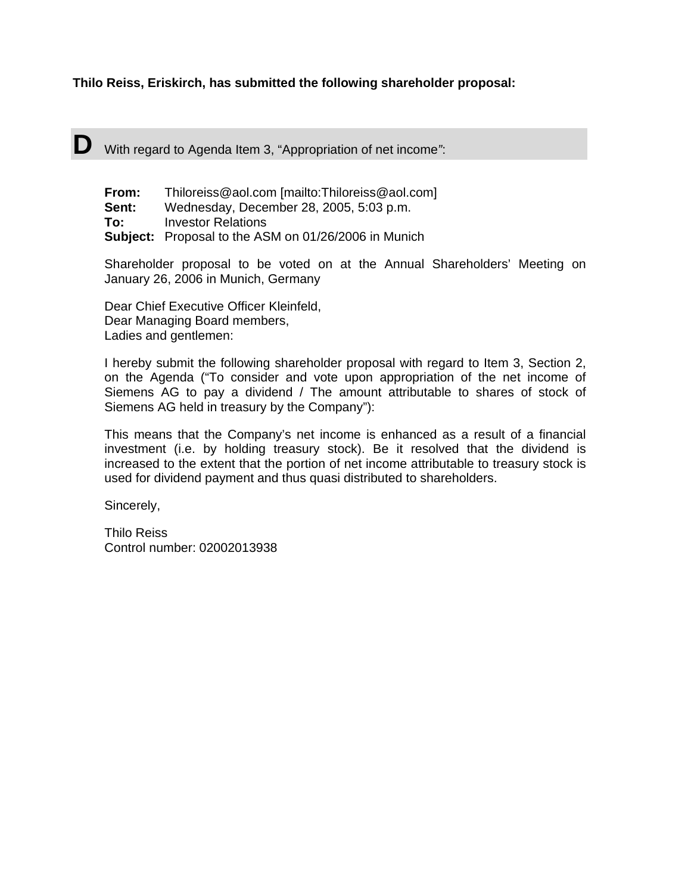**Thilo Reiss, Eriskirch, has submitted the following shareholder proposal:**

## D With regard to Agenda Item 3, "Appropriation of net income":

**From:** Thiloreiss@aol.com [mailto:Thiloreiss@aol.com]
**Sent:** Wednesday, December 28, 2005, 5:03 p.m.
**To:** Investor Relations
**Subject:** Proposal to the ASM on 01/26/2006 in Munich

Shareholder proposal to be voted on at the Annual Shareholders' Meeting on January 26, 2006 in Munich, Germany

Dear Chief Executive Officer Kleinfeld,
Dear Managing Board members,
Ladies and gentlemen:

I hereby submit the following shareholder proposal with regard to Item 3, Section 2, on the Agenda ("To consider and vote upon appropriation of the net income of Siemens AG to pay a dividend / The amount attributable to shares of stock of Siemens AG held in treasury by the Company"):

This means that the Company's net income is enhanced as a result of a financial investment (i.e. by holding treasury stock). Be it resolved that the dividend is increased to the extent that the portion of net income attributable to treasury stock is used for dividend payment and thus quasi distributed to shareholders.

Sincerely,

Thilo Reiss
Control number: 02002013938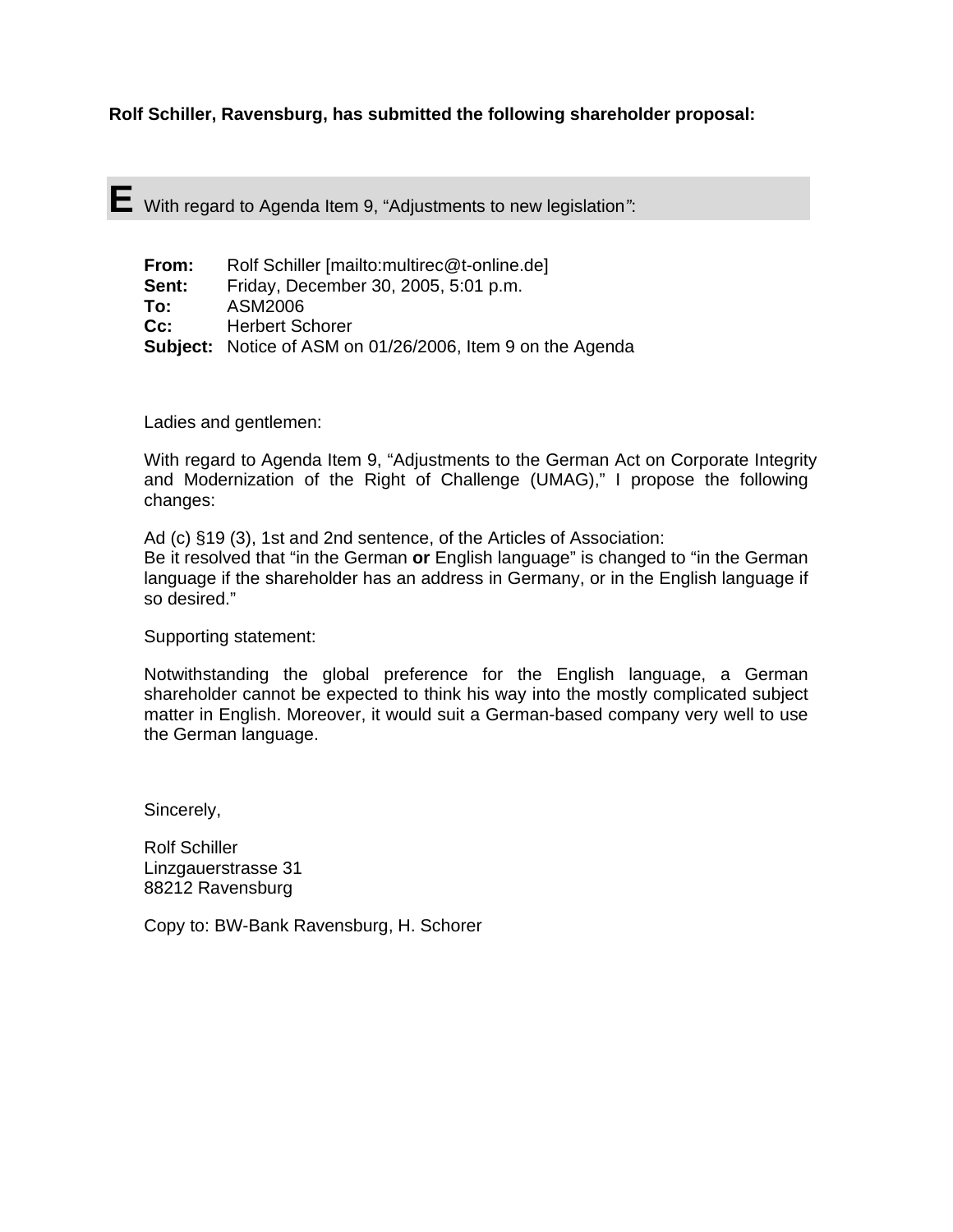**Rolf Schiller, Ravensburg, has submitted the following shareholder proposal:**

## E With regard to Agenda Item 9, "Adjustments to new legislation":

**From:** Rolf Schiller [mailto:multirec@t-online.de]
**Sent:** Friday, December 30, 2005, 5:01 p.m.
**To:** ASM2006
**Cc:** Herbert Schorer
**Subject:** Notice of ASM on 01/26/2006, Item 9 on the Agenda

Ladies and gentlemen:

With regard to Agenda Item 9, "Adjustments to the German Act on Corporate Integrity and Modernization of the Right of Challenge (UMAG)," I propose the following changes:

Ad (c) §19 (3), 1st and 2nd sentence, of the Articles of Association:
Be it resolved that "in the German **or** English language" is changed to "in the German language if the shareholder has an address in Germany, or in the English language if so desired."

Supporting statement:

Notwithstanding the global preference for the English language, a German shareholder cannot be expected to think his way into the mostly complicated subject matter in English. Moreover, it would suit a German-based company very well to use the German language.

Sincerely,

Rolf Schiller
Linzgauerstrasse 31
88212 Ravensburg

Copy to: BW-Bank Ravensburg, H. Schorer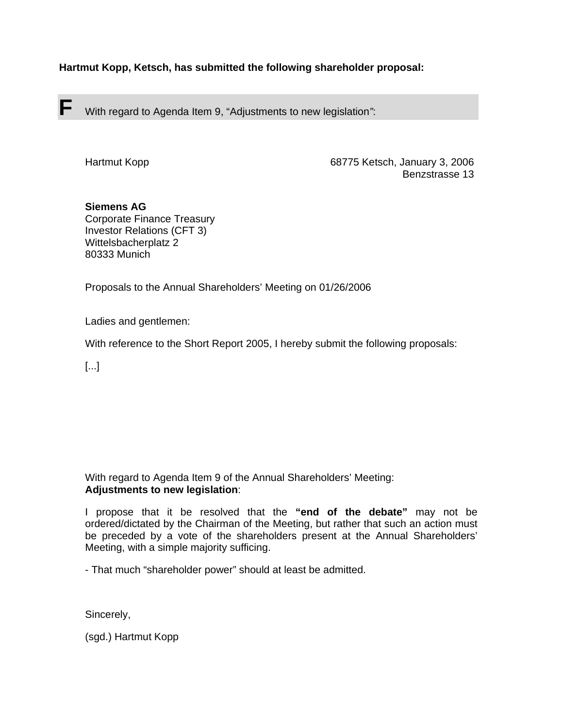**Hartmut Kopp, Ketsch, has submitted the following shareholder proposal:**

## F With regard to Agenda Item 9, "Adjustments to new legislation":

Hartmut Kopp

68775 Ketsch, January 3, 2006
Benzstrasse 13

**Siemens AG**
Corporate Finance Treasury
Investor Relations (CFT 3)
Wittelsbacherplatz 2
80333 Munich

Proposals to the Annual Shareholders' Meeting on 01/26/2006

Ladies and gentlemen:

With reference to the Short Report 2005, I hereby submit the following proposals:

[...]

With regard to Agenda Item 9 of the Annual Shareholders' Meeting:
**Adjustments to new legislation**:

I propose that it be resolved that the **"end of the debate"** may not be ordered/dictated by the Chairman of the Meeting, but rather that such an action must be preceded by a vote of the shareholders present at the Annual Shareholders' Meeting, with a simple majority sufficing.

- That much "shareholder power" should at least be admitted.

Sincerely,

(sgd.) Hartmut Kopp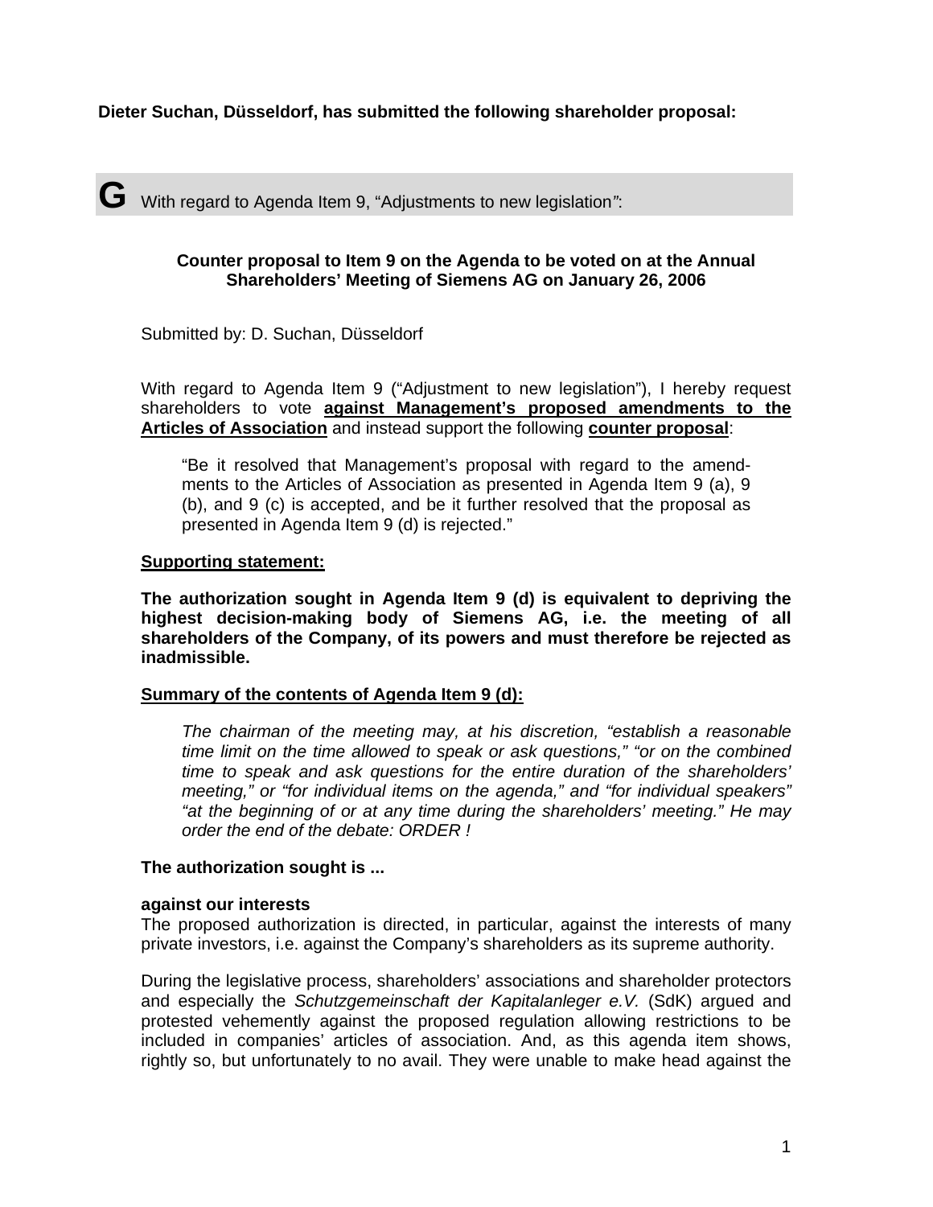**Dieter Suchan, Düsseldorf, has submitted the following shareholder proposal:**

## G With regard to Agenda Item 9, “Adjustments to new legislation”:

**Counter proposal to Item 9 on the Agenda to be voted on at the Annual Shareholders’ Meeting of Siemens AG on January 26, 2006**

Submitted by: D. Suchan, Düsseldorf

With regard to Agenda Item 9 (“Adjustment to new legislation”), I hereby request shareholders to vote **against Management’s proposed amendments to the Articles of Association** and instead support the following **counter proposal**:

> “Be it resolved that Management’s proposal with regard to the amendments to the Articles of Association as presented in Agenda Item 9 (a), 9 (b), and 9 (c) is accepted, and be it further resolved that the proposal as presented in Agenda Item 9 (d) is rejected.”

**Supporting statement:**

**The authorization sought in Agenda Item 9 (d) is equivalent to depriving the highest decision-making body of Siemens AG, i.e. the meeting of all shareholders of the Company, of its powers and must therefore be rejected as inadmissible.**

**Summary of the contents of Agenda Item 9 (d):**

> *The chairman of the meeting may, at his discretion, “establish a reasonable time limit on the time allowed to speak or ask questions,” “or on the combined time to speak and ask questions for the entire duration of the shareholders’ meeting,” or “for individual items on the agenda,” and “for individual speakers” “at the beginning of or at any time during the shareholders’ meeting.” He may order the end of the debate: ORDER !*

**The authorization sought is ...**

**against our interests**
The proposed authorization is directed, in particular, against the interests of many private investors, i.e. against the Company’s shareholders as its supreme authority.

During the legislative process, shareholders’ associations and shareholder protectors and especially the *Schutzgemeinschaft der Kapitalanleger e.V.* (SdK) argued and protested vehemently against the proposed regulation allowing restrictions to be included in companies’ articles of association. And, as this agenda item shows, rightly so, but unfortunately to no avail. They were unable to make head against the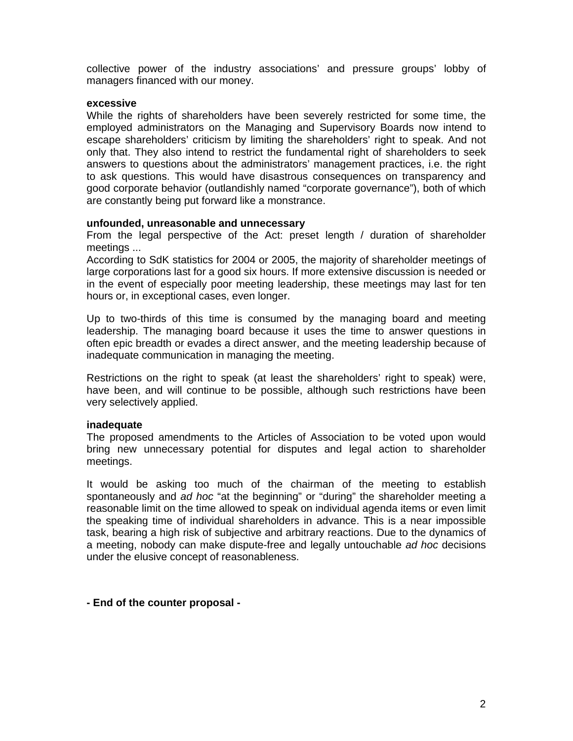collective power of the industry associations' and pressure groups' lobby of managers financed with our money.

**excessive**

While the rights of shareholders have been severely restricted for some time, the employed administrators on the Managing and Supervisory Boards now intend to escape shareholders' criticism by limiting the shareholders' right to speak. And not only that. They also intend to restrict the fundamental right of shareholders to seek answers to questions about the administrators' management practices, i.e. the right to ask questions. This would have disastrous consequences on transparency and good corporate behavior (outlandishly named "corporate governance"), both of which are constantly being put forward like a monstrance.

**unfounded, unreasonable and unnecessary**

From the legal perspective of the Act: preset length / duration of shareholder meetings ...

According to SdK statistics for 2004 or 2005, the majority of shareholder meetings of large corporations last for a good six hours. If more extensive discussion is needed or in the event of especially poor meeting leadership, these meetings may last for ten hours or, in exceptional cases, even longer.

Up to two-thirds of this time is consumed by the managing board and meeting leadership. The managing board because it uses the time to answer questions in often epic breadth or evades a direct answer, and the meeting leadership because of inadequate communication in managing the meeting.

Restrictions on the right to speak (at least the shareholders' right to speak) were, have been, and will continue to be possible, although such restrictions have been very selectively applied.

**inadequate**

The proposed amendments to the Articles of Association to be voted upon would bring new unnecessary potential for disputes and legal action to shareholder meetings.

It would be asking too much of the chairman of the meeting to establish spontaneously and *ad hoc* "at the beginning" or "during" the shareholder meeting a reasonable limit on the time allowed to speak on individual agenda items or even limit the speaking time of individual shareholders in advance. This is a near impossible task, bearing a high risk of subjective and arbitrary reactions. Due to the dynamics of a meeting, nobody can make dispute-free and legally untouchable *ad hoc* decisions under the elusive concept of reasonableness.

**- End of the counter proposal -**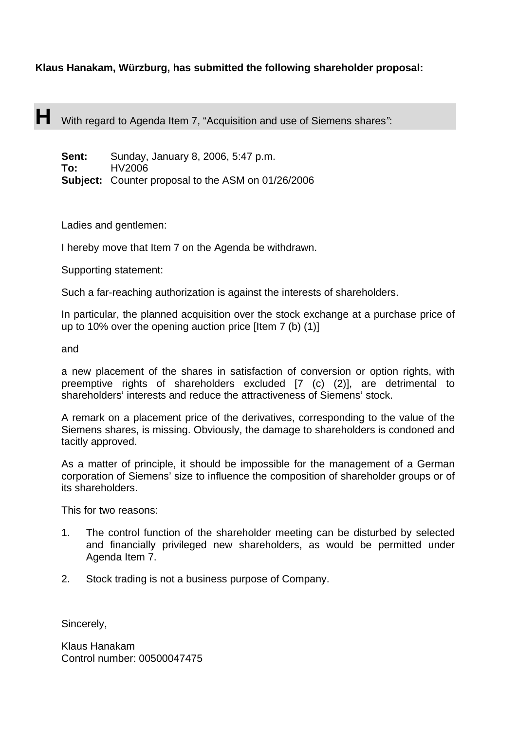**Klaus Hanakam, Würzburg, has submitted the following shareholder proposal:**

## H With regard to Agenda Item 7, "Acquisition and use of Siemens shares":

**Sent:** Sunday, January 8, 2006, 5:47 p.m.
**To:** HV2006
**Subject:** Counter proposal to the ASM on 01/26/2006

Ladies and gentlemen:

I hereby move that Item 7 on the Agenda be withdrawn.

Supporting statement:

Such a far-reaching authorization is against the interests of shareholders.

In particular, the planned acquisition over the stock exchange at a purchase price of up to 10% over the opening auction price [Item 7 (b) (1)]

and

a new placement of the shares in satisfaction of conversion or option rights, with preemptive rights of shareholders excluded [7 (c) (2)], are detrimental to shareholders' interests and reduce the attractiveness of Siemens' stock.

A remark on a placement price of the derivatives, corresponding to the value of the Siemens shares, is missing. Obviously, the damage to shareholders is condoned and tacitly approved.

As a matter of principle, it should be impossible for the management of a German corporation of Siemens' size to influence the composition of shareholder groups or of its shareholders.

This for two reasons:

1. The control function of the shareholder meeting can be disturbed by selected and financially privileged new shareholders, as would be permitted under Agenda Item 7.
2. Stock trading is not a business purpose of Company.

Sincerely,

Klaus Hanakam
Control number: 00500047475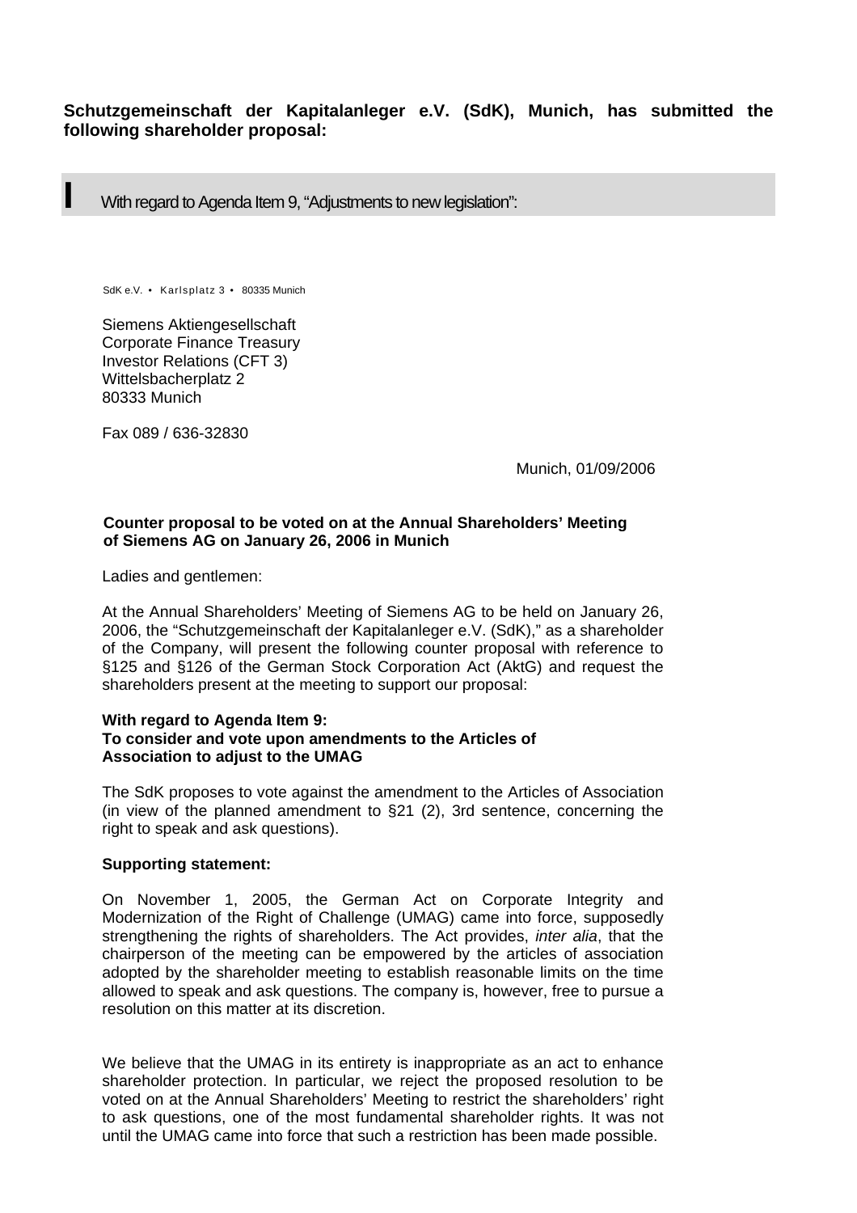**Schutzgemeinschaft der Kapitalanleger e.V. (SdK), Munich, has submitted the following shareholder proposal:**

## I With regard to Agenda Item 9, "Adjustments to new legislation":

SdK e.V. • Karlsplatz 3 • 80335 Munich

Siemens Aktiengesellschaft
Corporate Finance Treasury
Investor Relations (CFT 3)
Wittelsbacherplatz 2
80333 Munich

Fax 089 / 636-32830

Munich, 01/09/2006

**Counter proposal to be voted on at the Annual Shareholders' Meeting of Siemens AG on January 26, 2006 in Munich**

Ladies and gentlemen:

At the Annual Shareholders' Meeting of Siemens AG to be held on January 26, 2006, the "Schutzgemeinschaft der Kapitalanleger e.V. (SdK)," as a shareholder of the Company, will present the following counter proposal with reference to §125 and §126 of the German Stock Corporation Act (AktG) and request the shareholders present at the meeting to support our proposal:

**With regard to Agenda Item 9:**
**To consider and vote upon amendments to the Articles of Association to adjust to the UMAG**

The SdK proposes to vote against the amendment to the Articles of Association (in view of the planned amendment to §21 (2), 3rd sentence, concerning the right to speak and ask questions).

**Supporting statement:**

On November 1, 2005, the German Act on Corporate Integrity and Modernization of the Right of Challenge (UMAG) came into force, supposedly strengthening the rights of shareholders. The Act provides, *inter alia*, that the chairperson of the meeting can be empowered by the articles of association adopted by the shareholder meeting to establish reasonable limits on the time allowed to speak and ask questions. The company is, however, free to pursue a resolution on this matter at its discretion.

We believe that the UMAG in its entirety is inappropriate as an act to enhance shareholder protection. In particular, we reject the proposed resolution to be voted on at the Annual Shareholders' Meeting to restrict the shareholders' right to ask questions, one of the most fundamental shareholder rights. It was not until the UMAG came into force that such a restriction has been made possible.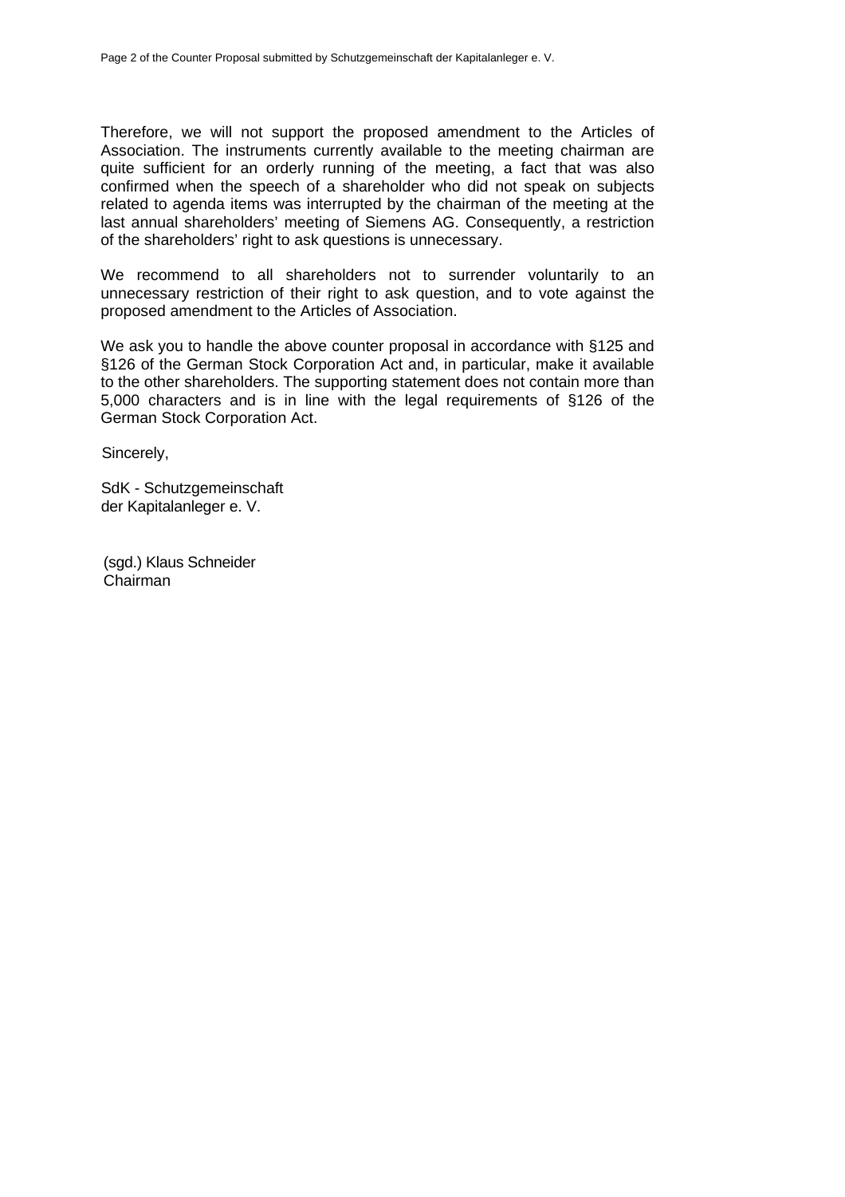Therefore, we will not support the proposed amendment to the Articles of Association. The instruments currently available to the meeting chairman are quite sufficient for an orderly running of the meeting, a fact that was also confirmed when the speech of a shareholder who did not speak on subjects related to agenda items was interrupted by the chairman of the meeting at the last annual shareholders' meeting of Siemens AG. Consequently, a restriction of the shareholders' right to ask questions is unnecessary.

We recommend to all shareholders not to surrender voluntarily to an unnecessary restriction of their right to ask question, and to vote against the proposed amendment to the Articles of Association.

We ask you to handle the above counter proposal in accordance with §125 and §126 of the German Stock Corporation Act and, in particular, make it available to the other shareholders. The supporting statement does not contain more than 5,000 characters and is in line with the legal requirements of §126 of the German Stock Corporation Act.

Sincerely,

SdK - Schutzgemeinschaft
der Kapitalanleger e. V.

(sgd.) Klaus Schneider
Chairman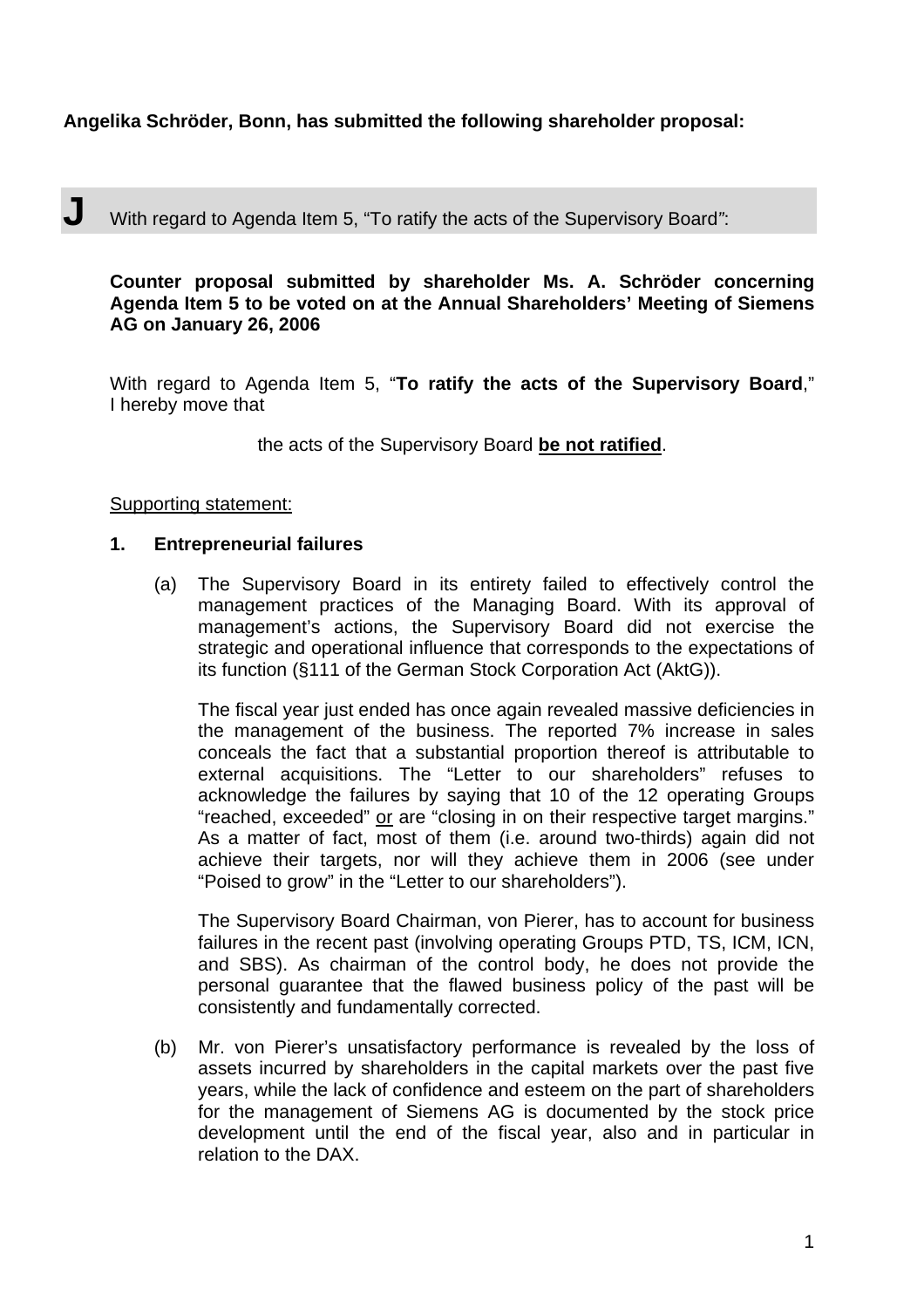**Angelika Schröder, Bonn, has submitted the following shareholder proposal:**

## J With regard to Agenda Item 5, "To ratify the acts of the Supervisory Board":

**Counter proposal submitted by shareholder Ms. A. Schröder concerning Agenda Item 5 to be voted on at the Annual Shareholders' Meeting of Siemens AG on January 26, 2006**

With regard to Agenda Item 5, "**To ratify the acts of the Supervisory Board**," I hereby move that

the acts of the Supervisory Board **be not ratified**.

Supporting statement:

**1. Entrepreneurial failures**

(a) The Supervisory Board in its entirety failed to effectively control the management practices of the Managing Board. With its approval of management's actions, the Supervisory Board did not exercise the strategic and operational influence that corresponds to the expectations of its function (§111 of the German Stock Corporation Act (AktG)).

The fiscal year just ended has once again revealed massive deficiencies in the management of the business. The reported 7% increase in sales conceals the fact that a substantial proportion thereof is attributable to external acquisitions. The "Letter to our shareholders" refuses to acknowledge the failures by saying that 10 of the 12 operating Groups "reached, exceeded" or are "closing in on their respective target margins." As a matter of fact, most of them (i.e. around two-thirds) again did not achieve their targets, nor will they achieve them in 2006 (see under "Poised to grow" in the "Letter to our shareholders").

The Supervisory Board Chairman, von Pierer, has to account for business failures in the recent past (involving operating Groups PTD, TS, ICM, ICN, and SBS). As chairman of the control body, he does not provide the personal guarantee that the flawed business policy of the past will be consistently and fundamentally corrected.

(b) Mr. von Pierer's unsatisfactory performance is revealed by the loss of assets incurred by shareholders in the capital markets over the past five years, while the lack of confidence and esteem on the part of shareholders for the management of Siemens AG is documented by the stock price development until the end of the fiscal year, also and in particular in relation to the DAX.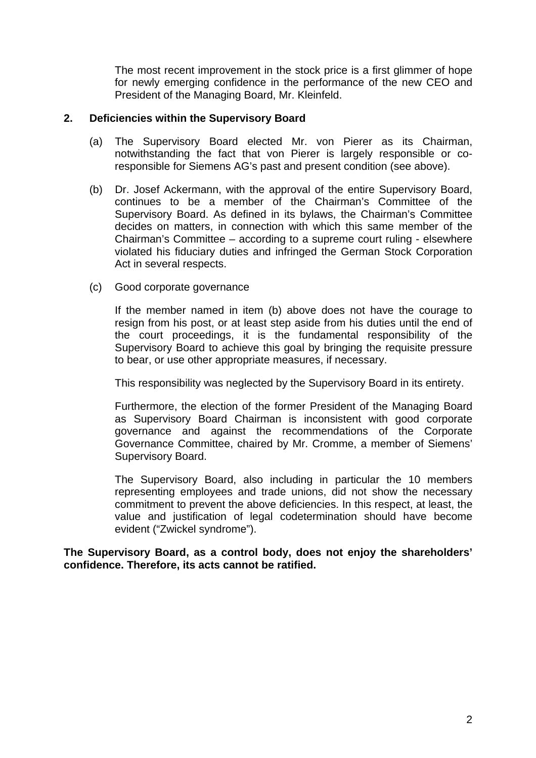The most recent improvement in the stock price is a first glimmer of hope for newly emerging confidence in the performance of the new CEO and President of the Managing Board, Mr. Kleinfeld.

**2. Deficiencies within the Supervisory Board**

(a) The Supervisory Board elected Mr. von Pierer as its Chairman, notwithstanding the fact that von Pierer is largely responsible or co-responsible for Siemens AG's past and present condition (see above).

(b) Dr. Josef Ackermann, with the approval of the entire Supervisory Board, continues to be a member of the Chairman's Committee of the Supervisory Board. As defined in its bylaws, the Chairman's Committee decides on matters, in connection with which this same member of the Chairman's Committee – according to a supreme court ruling - elsewhere violated his fiduciary duties and infringed the German Stock Corporation Act in several respects.

(c) Good corporate governance

If the member named in item (b) above does not have the courage to resign from his post, or at least step aside from his duties until the end of the court proceedings, it is the fundamental responsibility of the Supervisory Board to achieve this goal by bringing the requisite pressure to bear, or use other appropriate measures, if necessary.

This responsibility was neglected by the Supervisory Board in its entirety.

Furthermore, the election of the former President of the Managing Board as Supervisory Board Chairman is inconsistent with good corporate governance and against the recommendations of the Corporate Governance Committee, chaired by Mr. Cromme, a member of Siemens' Supervisory Board.

The Supervisory Board, also including in particular the 10 members representing employees and trade unions, did not show the necessary commitment to prevent the above deficiencies. In this respect, at least, the value and justification of legal codetermination should have become evident ("Zwickel syndrome").

**The Supervisory Board, as a control body, does not enjoy the shareholders' confidence. Therefore, its acts cannot be ratified.**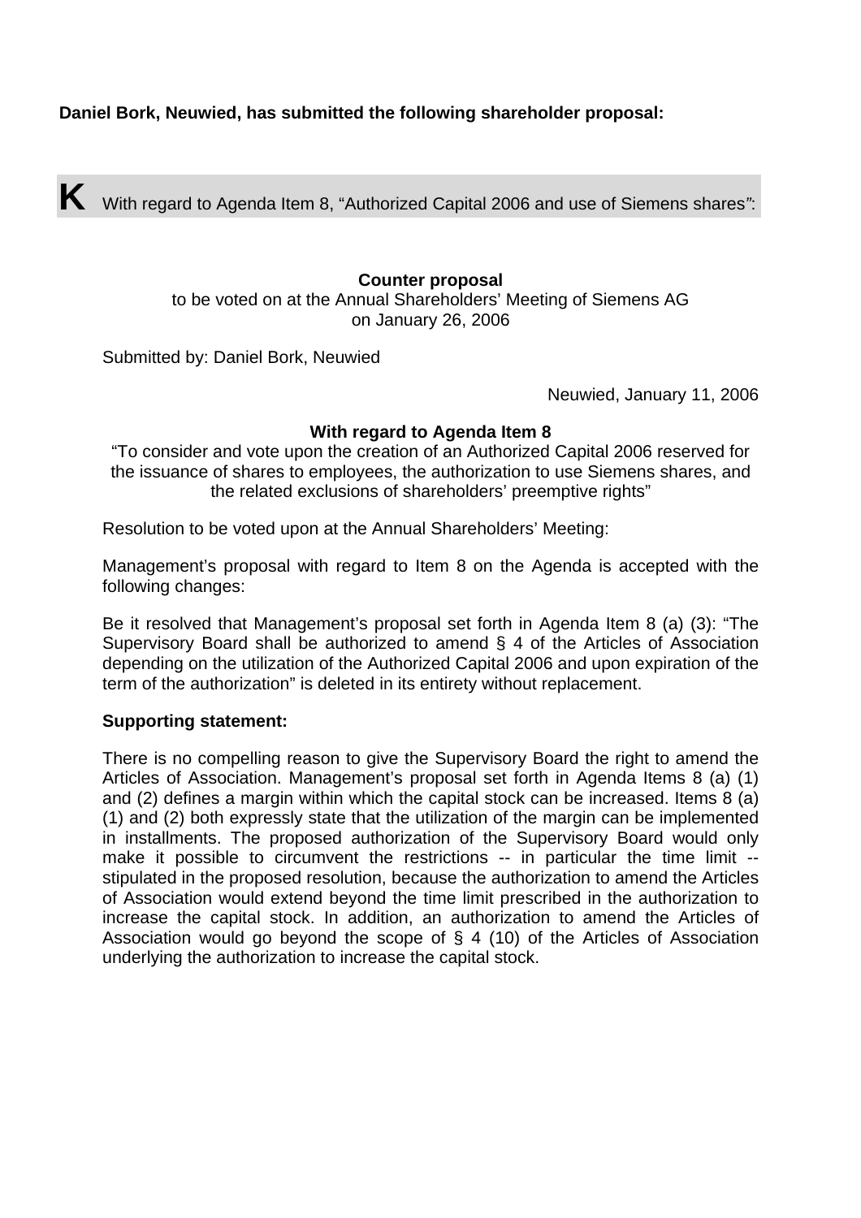**Daniel Bork, Neuwied, has submitted the following shareholder proposal:**

**K** With regard to Agenda Item 8, "Authorized Capital 2006 and use of Siemens shares":

**Counter proposal**

to be voted on at the Annual Shareholders' Meeting of Siemens AG
on January 26, 2006

Submitted by: Daniel Bork, Neuwied

Neuwied, January 11, 2006

**With regard to Agenda Item 8**

"To consider and vote upon the creation of an Authorized Capital 2006 reserved for the issuance of shares to employees, the authorization to use Siemens shares, and the related exclusions of shareholders' preemptive rights"

Resolution to be voted upon at the Annual Shareholders' Meeting:

Management's proposal with regard to Item 8 on the Agenda is accepted with the following changes:

Be it resolved that Management's proposal set forth in Agenda Item 8 (a) (3): "The Supervisory Board shall be authorized to amend § 4 of the Articles of Association depending on the utilization of the Authorized Capital 2006 and upon expiration of the term of the authorization" is deleted in its entirety without replacement.

**Supporting statement:**

There is no compelling reason to give the Supervisory Board the right to amend the Articles of Association. Management's proposal set forth in Agenda Items 8 (a) (1) and (2) defines a margin within which the capital stock can be increased. Items 8 (a) (1) and (2) both expressly state that the utilization of the margin can be implemented in installments. The proposed authorization of the Supervisory Board would only make it possible to circumvent the restrictions -- in particular the time limit -- stipulated in the proposed resolution, because the authorization to amend the Articles of Association would extend beyond the time limit prescribed in the authorization to increase the capital stock. In addition, an authorization to amend the Articles of Association would go beyond the scope of § 4 (10) of the Articles of Association underlying the authorization to increase the capital stock.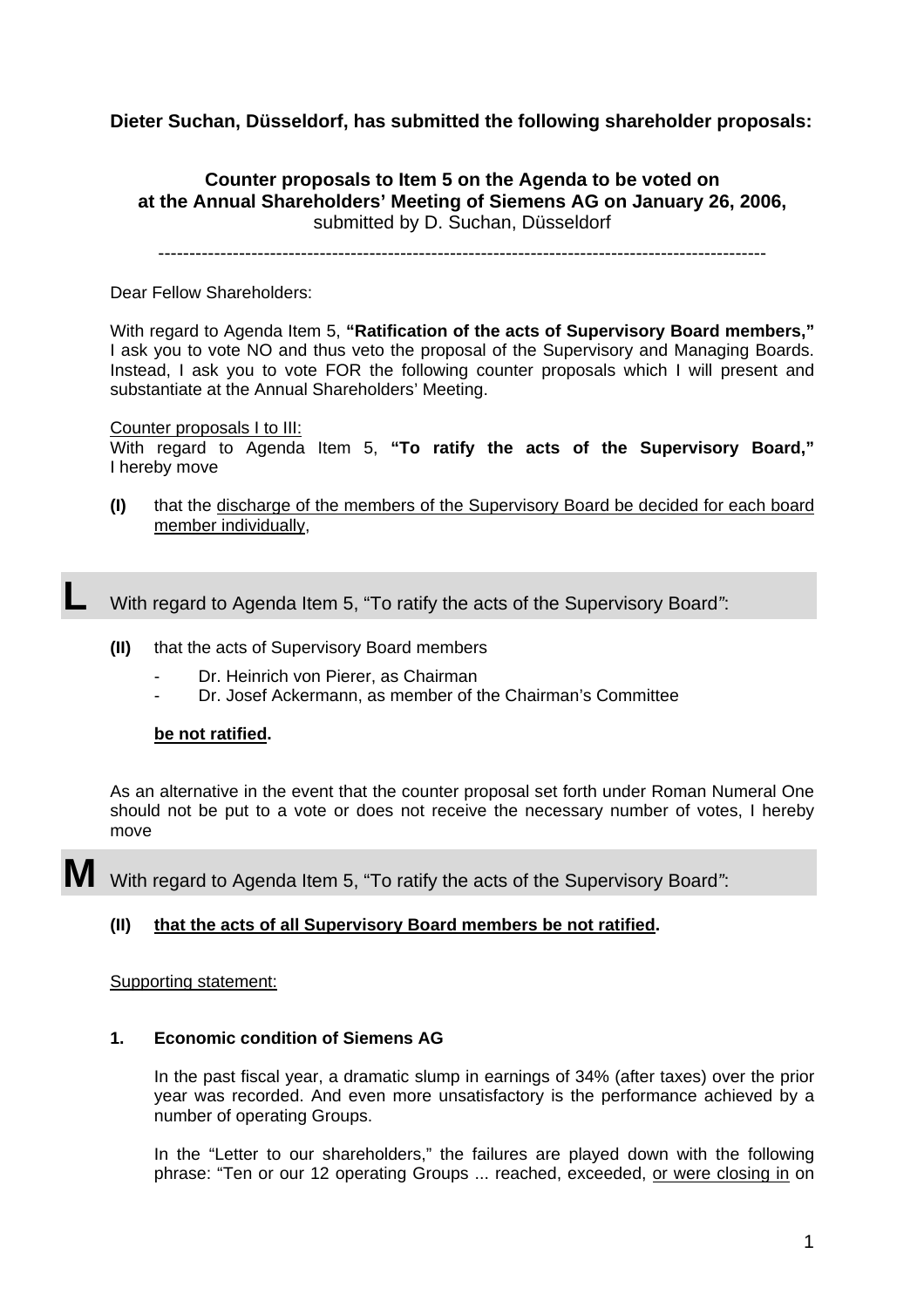**Dieter Suchan, Düsseldorf, has submitted the following shareholder proposals:**

**Counter proposals to Item 5 on the Agenda to be voted on at the Annual Shareholders' Meeting of Siemens AG on January 26, 2006,**
submitted by D. Suchan, Düsseldorf

---

Dear Fellow Shareholders:

With regard to Agenda Item 5, **"Ratification of the acts of Supervisory Board members,"** I ask you to vote NO and thus veto the proposal of the Supervisory and Managing Boards. Instead, I ask you to vote FOR the following counter proposals which I will present and substantiate at the Annual Shareholders' Meeting.

Counter proposals I to III:
With regard to Agenda Item 5, **"To ratify the acts of the Supervisory Board,"** I hereby move

**(I)** that the discharge of the members of the Supervisory Board be decided for each board member individually,

**L** With regard to Agenda Item 5, "To ratify the acts of the Supervisory Board":

**(II)** that the acts of Supervisory Board members

- Dr. Heinrich von Pierer, as Chairman
- Dr. Josef Ackermann, as member of the Chairman's Committee

**be not ratified**.

As an alternative in the event that the counter proposal set forth under Roman Numeral One should not be put to a vote or does not receive the necessary number of votes, I hereby move

**M** With regard to Agenda Item 5, "To ratify the acts of the Supervisory Board":

**(II) that the acts of all Supervisory Board members be not ratified.**

Supporting statement:

**1. Economic condition of Siemens AG**

In the past fiscal year, a dramatic slump in earnings of 34% (after taxes) over the prior year was recorded. And even more unsatisfactory is the performance achieved by a number of operating Groups.

In the "Letter to our shareholders," the failures are played down with the following phrase: "Ten or our 12 operating Groups ... reached, exceeded, or were closing in on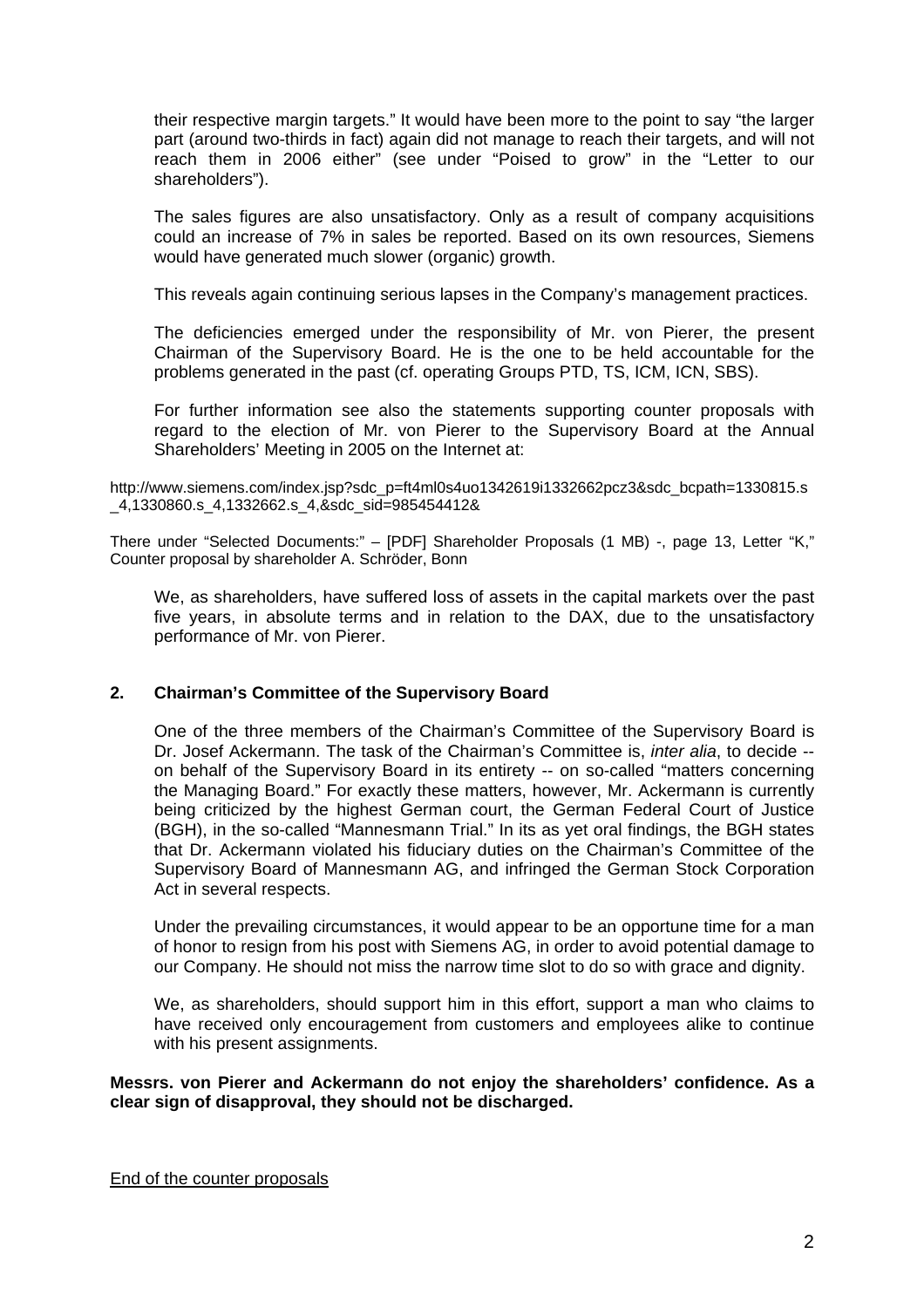their respective margin targets." It would have been more to the point to say "the larger part (around two-thirds in fact) again did not manage to reach their targets, and will not reach them in 2006 either" (see under "Poised to grow" in the "Letter to our shareholders").

The sales figures are also unsatisfactory. Only as a result of company acquisitions could an increase of 7% in sales be reported. Based on its own resources, Siemens would have generated much slower (organic) growth.

This reveals again continuing serious lapses in the Company's management practices.

The deficiencies emerged under the responsibility of Mr. von Pierer, the present Chairman of the Supervisory Board. He is the one to be held accountable for the problems generated in the past (cf. operating Groups PTD, TS, ICM, ICN, SBS).

For further information see also the statements supporting counter proposals with regard to the election of Mr. von Pierer to the Supervisory Board at the Annual Shareholders' Meeting in 2005 on the Internet at:

http://www.siemens.com/index.jsp?sdc_p=ft4ml0s4uo1342619i1332662pcz3&sdc_bcpath=1330815.s_4,1330860.s_4,1332662.s_4,&sdc_sid=985454412&

There under "Selected Documents:" – [PDF] Shareholder Proposals (1 MB) -, page 13, Letter "K," Counter proposal by shareholder A. Schröder, Bonn

We, as shareholders, have suffered loss of assets in the capital markets over the past five years, in absolute terms and in relation to the DAX, due to the unsatisfactory performance of Mr. von Pierer.

## 2. Chairman's Committee of the Supervisory Board

One of the three members of the Chairman's Committee of the Supervisory Board is Dr. Josef Ackermann. The task of the Chairman's Committee is, *inter alia*, to decide -- on behalf of the Supervisory Board in its entirety -- on so-called "matters concerning the Managing Board." For exactly these matters, however, Mr. Ackermann is currently being criticized by the highest German court, the German Federal Court of Justice (BGH), in the so-called "Mannesmann Trial." In its as yet oral findings, the BGH states that Dr. Ackermann violated his fiduciary duties on the Chairman's Committee of the Supervisory Board of Mannesmann AG, and infringed the German Stock Corporation Act in several respects.

Under the prevailing circumstances, it would appear to be an opportune time for a man of honor to resign from his post with Siemens AG, in order to avoid potential damage to our Company. He should not miss the narrow time slot to do so with grace and dignity.

We, as shareholders, should support him in this effort, support a man who claims to have received only encouragement from customers and employees alike to continue with his present assignments.

**Messrs. von Pierer and Ackermann do not enjoy the shareholders' confidence. As a clear sign of disapproval, they should not be discharged.**

End of the counter proposals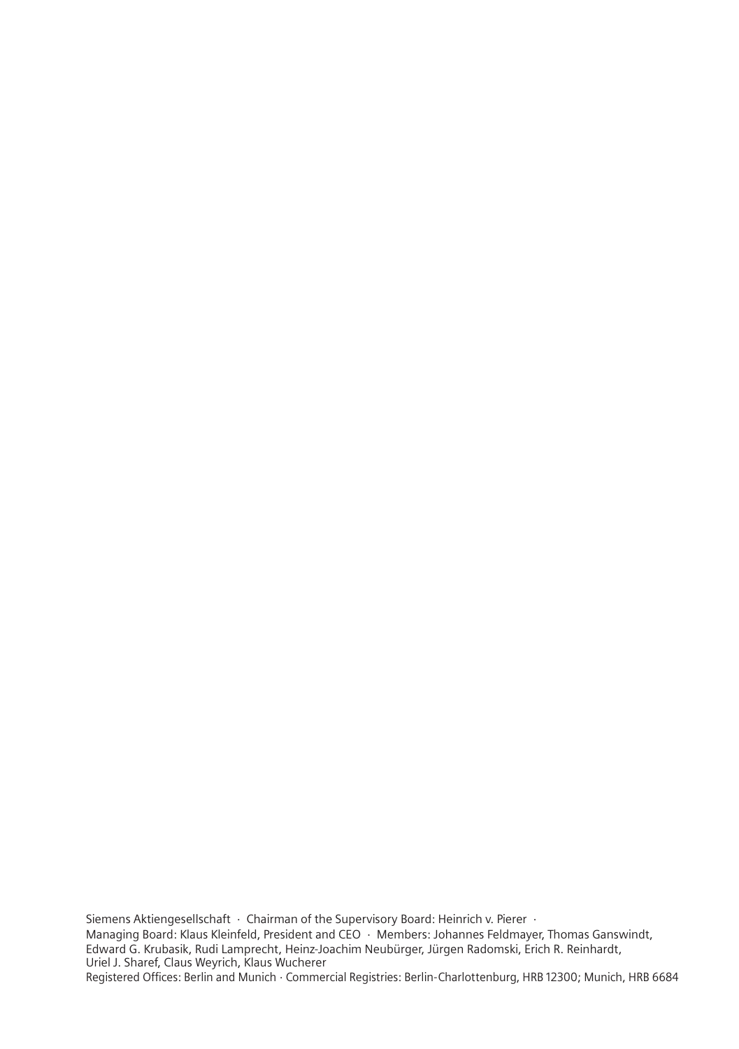Siemens Aktiengesellschaft · Chairman of the Supervisory Board: Heinrich v. Pierer ·
Managing Board: Klaus Kleinfeld, President and CEO · Members: Johannes Feldmayer, Thomas Ganswindt, Edward G. Krubasik, Rudi Lamprecht, Heinz-Joachim Neubürger, Jürgen Radomski, Erich R. Reinhardt, Uriel J. Sharef, Claus Weyrich, Klaus Wucherer
Registered Offices: Berlin and Munich · Commercial Registries: Berlin-Charlottenburg, HRB 12300; Munich, HRB 6684